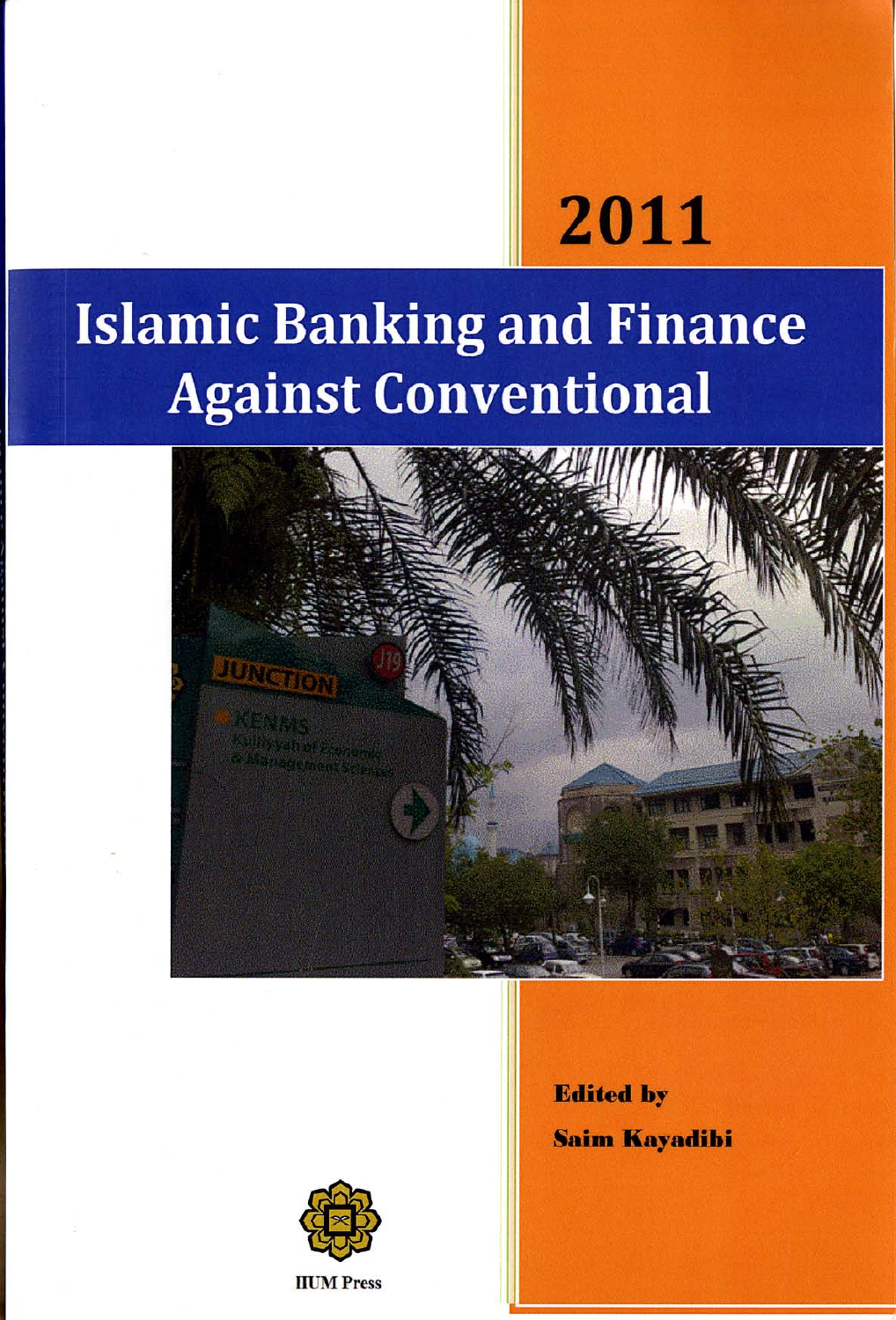2011

# Islamic Banking and Finance Against Conventional

**Edited by**

**Saim Kayadibi**

IIUM Press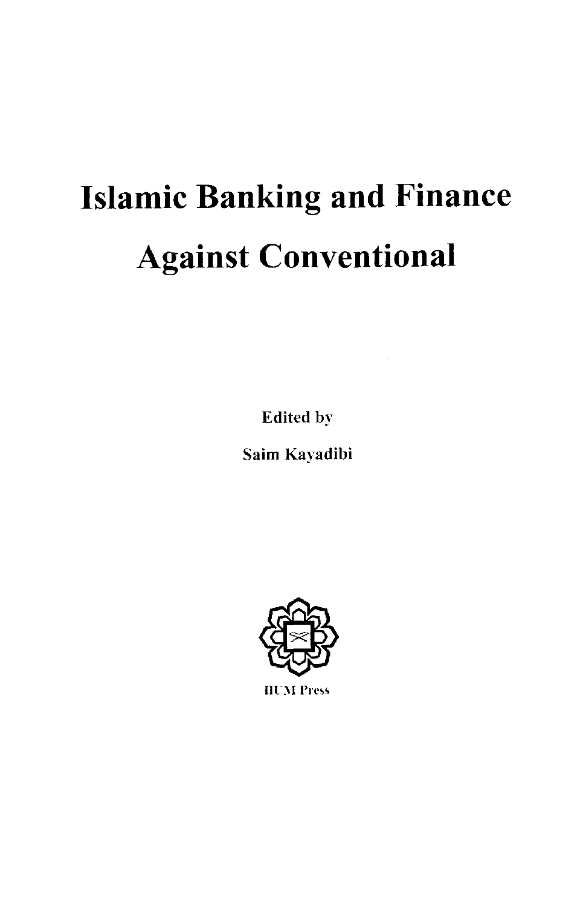# Islamic Banking and Finance Against Conventional

Edited by

Saim Kayadibi

IIUM Press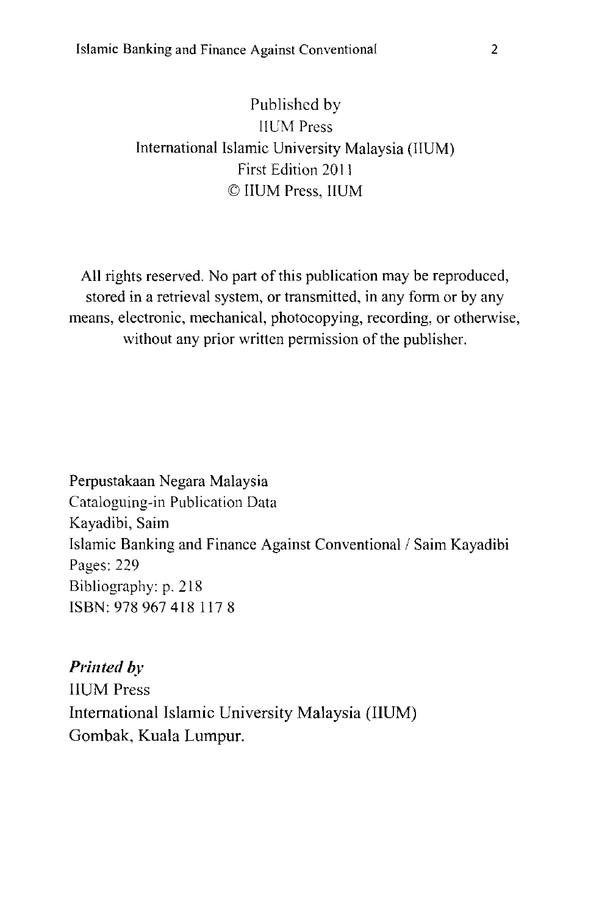Published by
IIUM Press
International Islamic University Malaysia (IIUM)
First Edition 2011
© IIUM Press, IIUM

All rights reserved. No part of this publication may be reproduced, stored in a retrieval system, or transmitted, in any form or by any means, electronic, mechanical, photocopying, recording, or otherwise, without any prior written permission of the publisher.

Perpustakaan Negara Malaysia
Cataloguing-in Publication Data
Kayadibi, Saim
Islamic Banking and Finance Against Conventional / Saim Kayadibi
Pages: 229
Bibliography: p. 218
ISBN: 978 967 418 117 8

***Printed by***
IIUM Press
International Islamic University Malaysia (IIUM)
Gombak, Kuala Lumpur.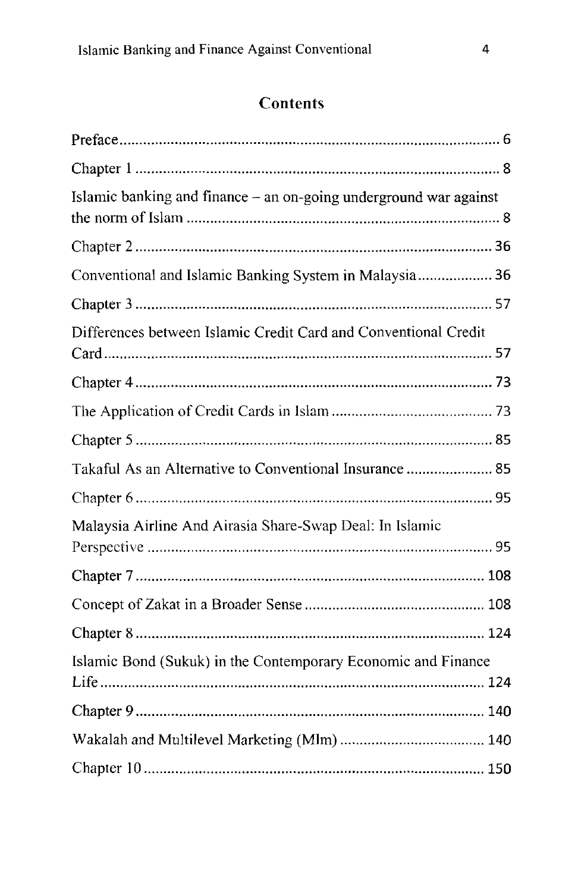## Contents

Preface......................................................................................... 6

Chapter 1 ...................................................................................... 8

Islamic banking and finance – an on-going underground war against the norm of Islam ............................................................................. 8

Chapter 2 ...................................................................................... 36

Conventional and Islamic Banking System in Malaysia.................. 36

Chapter 3 ...................................................................................... 57

Differences between Islamic Credit Card and Conventional Credit Card.............................................................................................. 57

Chapter 4 ...................................................................................... 73

The Application of Credit Cards in Islam ........................................ 73

Chapter 5 ...................................................................................... 85

Takaful As an Alternative to Conventional Insurance ...................... 85

Chapter 6 ...................................................................................... 95

Malaysia Airline And Airasia Share-Swap Deal: In Islamic Perspective ................................................................................... 95

Chapter 7 ...................................................................................... 108

Concept of Zakat in a Broader Sense ............................................. 108

Chapter 8 ...................................................................................... 124

Islamic Bond (Sukuk) in the Contemporary Economic and Finance Life .............................................................................................. 124

Chapter 9 ...................................................................................... 140

Wakalah and Multilevel Marketing (Mlm) ..................................... 140

Chapter 10 .................................................................................... 150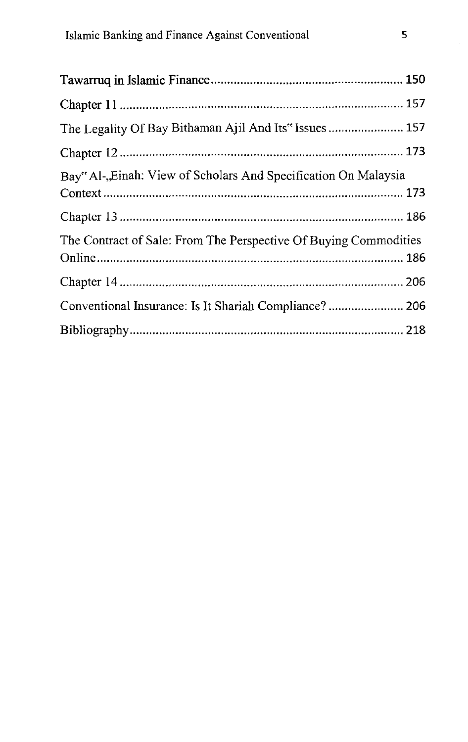Tawarruq in Islamic Finance ........................................................... 150

Chapter 11 ........................................................................................ 157

The Legality Of Bay Bithaman Ajil And Its" Issues ....................... 157

Chapter 12 ........................................................................................ 173

Bay" Al-„Einah: View of Scholars And Specification On Malaysia Context ............................................................................................. 173

Chapter 13 ........................................................................................ 186

The Contract of Sale: From The Perspective Of Buying Commodities Online .............................................................................................. 186

Chapter 14 ........................................................................................ 206

Conventional Insurance: Is It Shariah Compliance? ....................... 206

Bibliography ..................................................................................... 218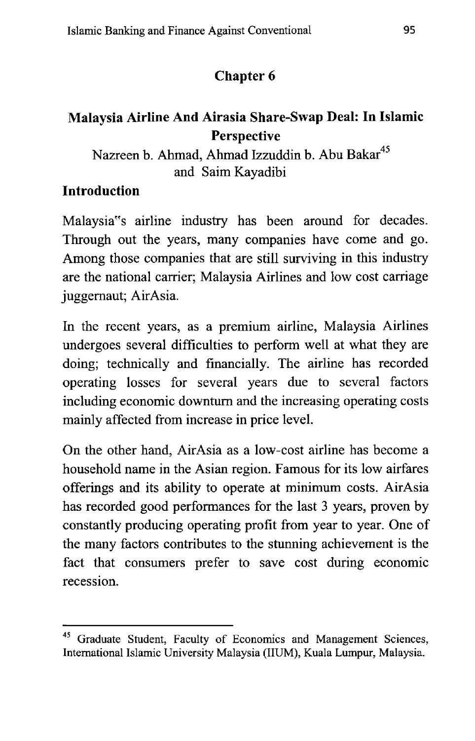# Chapter 6

## Malaysia Airline And Airasia Share-Swap Deal: In Islamic Perspective

Nazreen b. Ahmad, Ahmad Izzuddin b. Abu Bakar[45] and Saim Kayadibi

### Introduction

Malaysia"s airline industry has been around for decades. Through out the years, many companies have come and go. Among those companies that are still surviving in this industry are the national carrier; Malaysia Airlines and low cost carriage juggernaut; AirAsia.

In the recent years, as a premium airline, Malaysia Airlines undergoes several difficulties to perform well at what they are doing; technically and financially. The airline has recorded operating losses for several years due to several factors including economic downturn and the increasing operating costs mainly affected from increase in price level.

On the other hand, AirAsia as a low-cost airline has become a household name in the Asian region. Famous for its low airfares offerings and its ability to operate at minimum costs. AirAsia has recorded good performances for the last 3 years, proven by constantly producing operating profit from year to year. One of the many factors contributes to the stunning achievement is the fact that consumers prefer to save cost during economic recession.

---

[45] Graduate Student, Faculty of Economics and Management Sciences, International Islamic University Malaysia (IIUM), Kuala Lumpur, Malaysia.